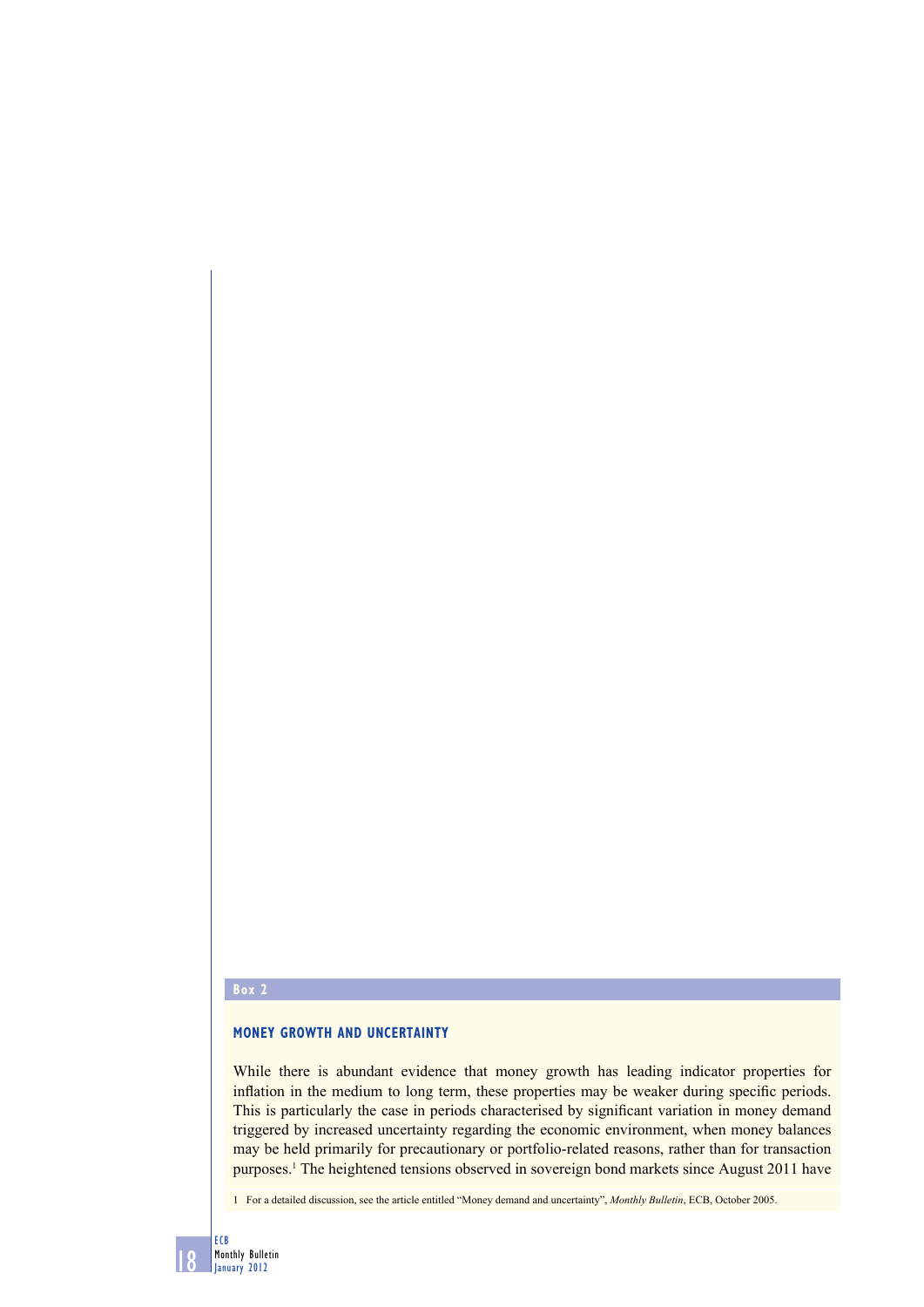**Box 2**

## MONEY GROWTH AND UNCERTAINTY

While there is abundant evidence that money growth has leading indicator properties for inflation in the medium to long term, these properties may be weaker during specific periods. This is particularly the case in periods characterised by significant variation in money demand triggered by increased uncertainty regarding the economic environment, when money balances may be held primarily for precautionary or portfolio-related reasons, rather than for transaction purposes.[1] The heightened tensions observed in sovereign bond markets since August 2011 have

1 For a detailed discussion, see the article entitled "Money demand and uncertainty", *Monthly Bulletin*, ECB, October 2005.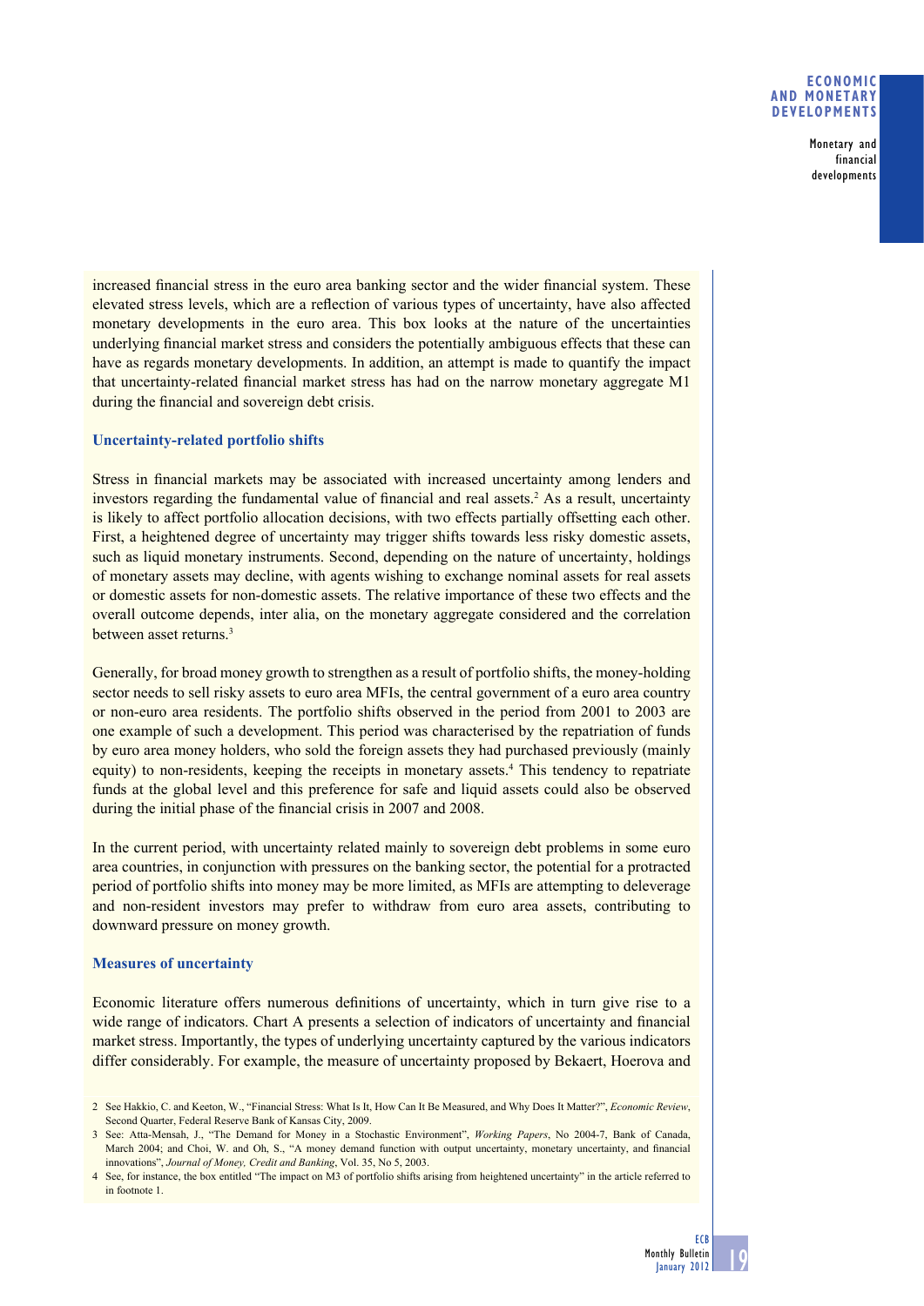increased financial stress in the euro area banking sector and the wider financial system. These elevated stress levels, which are a reflection of various types of uncertainty, have also affected monetary developments in the euro area. This box looks at the nature of the uncertainties underlying financial market stress and considers the potentially ambiguous effects that these can have as regards monetary developments. In addition, an attempt is made to quantify the impact that uncertainty-related financial market stress has had on the narrow monetary aggregate M1 during the financial and sovereign debt crisis.

### Uncertainty-related portfolio shifts

Stress in financial markets may be associated with increased uncertainty among lenders and investors regarding the fundamental value of financial and real assets.[2] As a result, uncertainty is likely to affect portfolio allocation decisions, with two effects partially offsetting each other. First, a heightened degree of uncertainty may trigger shifts towards less risky domestic assets, such as liquid monetary instruments. Second, depending on the nature of uncertainty, holdings of monetary assets may decline, with agents wishing to exchange nominal assets for real assets or domestic assets for non-domestic assets. The relative importance of these two effects and the overall outcome depends, inter alia, on the monetary aggregate considered and the correlation between asset returns.[3]

Generally, for broad money growth to strengthen as a result of portfolio shifts, the money-holding sector needs to sell risky assets to euro area MFIs, the central government of a euro area country or non-euro area residents. The portfolio shifts observed in the period from 2001 to 2003 are one example of such a development. This period was characterised by the repatriation of funds by euro area money holders, who sold the foreign assets they had purchased previously (mainly equity) to non-residents, keeping the receipts in monetary assets.[4] This tendency to repatriate funds at the global level and this preference for safe and liquid assets could also be observed during the initial phase of the financial crisis in 2007 and 2008.

In the current period, with uncertainty related mainly to sovereign debt problems in some euro area countries, in conjunction with pressures on the banking sector, the potential for a protracted period of portfolio shifts into money may be more limited, as MFIs are attempting to deleverage and non-resident investors may prefer to withdraw from euro area assets, contributing to downward pressure on money growth.

### Measures of uncertainty

Economic literature offers numerous definitions of uncertainty, which in turn give rise to a wide range of indicators. Chart A presents a selection of indicators of uncertainty and financial market stress. Importantly, the types of underlying uncertainty captured by the various indicators differ considerably. For example, the measure of uncertainty proposed by Bekaert, Hoerova and

2 See Hakkio, C. and Keeton, W., "Financial Stress: What Is It, How Can It Be Measured, and Why Does It Matter?", *Economic Review*, Second Quarter, Federal Reserve Bank of Kansas City, 2009.

3 See: Atta-Mensah, J., "The Demand for Money in a Stochastic Environment", *Working Papers*, No 2004-7, Bank of Canada, March 2004; and Choi, W. and Oh, S., "A money demand function with output uncertainty, monetary uncertainty, and financial innovations", *Journal of Money, Credit and Banking*, Vol. 35, No 5, 2003.

4 See, for instance, the box entitled "The impact on M3 of portfolio shifts arising from heightened uncertainty" in the article referred to in footnote 1.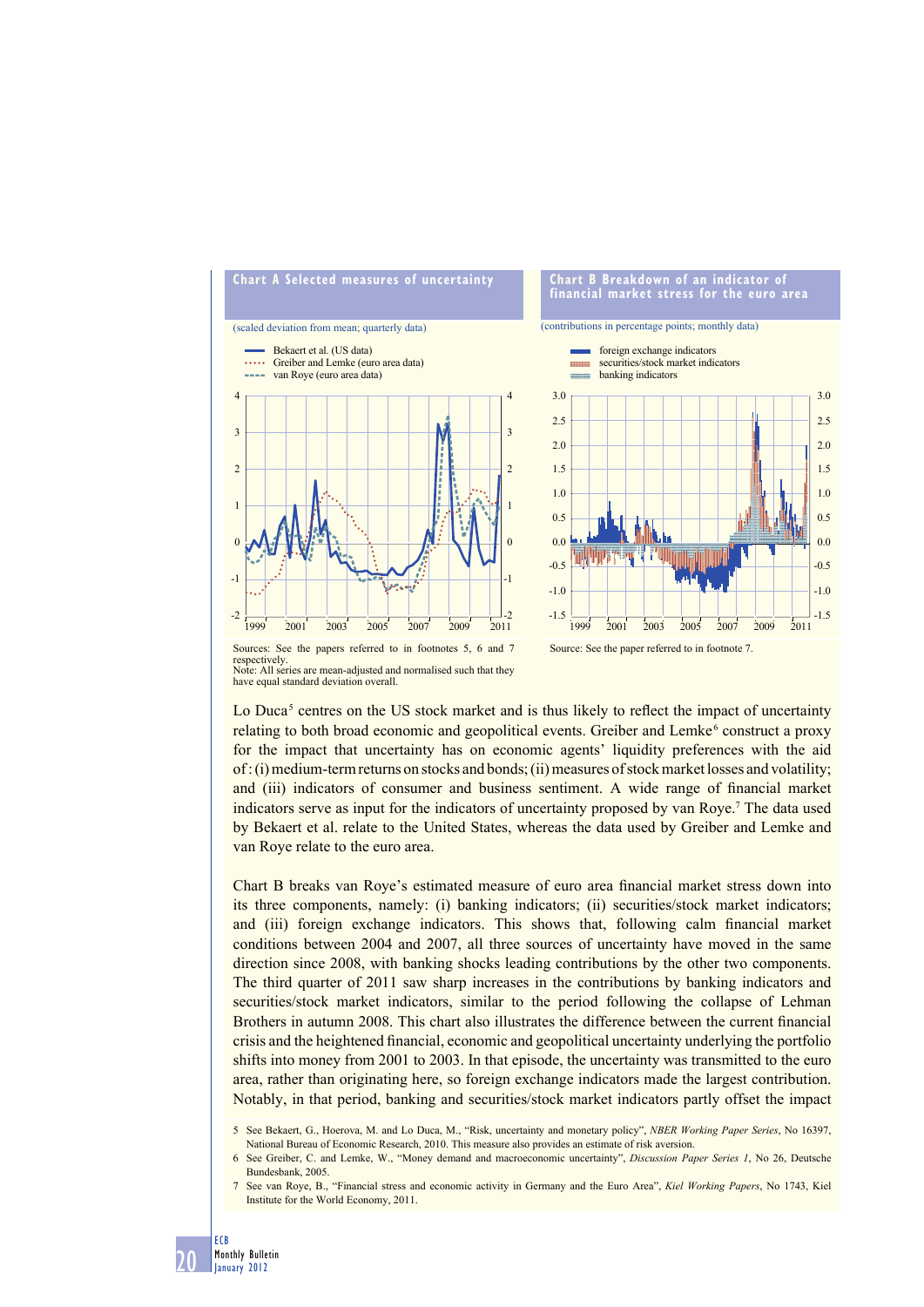**Chart A Selected measures of uncertainty**

(scaled deviation from mean; quarterly data)

- Bekaert et al. (US data)
- Greiber and Lemke (euro area data)
- van Roye (euro area data)

Sources: See the papers referred to in footnotes 5, 6 and 7 respectively.
Note: All series are mean-adjusted and normalised such that they have equal standard deviation overall.

**Chart B Breakdown of an indicator of financial market stress for the euro area**

(contributions in percentage points; monthly data)

- foreign exchange indicators
- securities/stock market indicators
- banking indicators

Source: See the paper referred to in footnote 7.

Lo Duca[5] centres on the US stock market and is thus likely to reflect the impact of uncertainty relating to both broad economic and geopolitical events. Greiber and Lemke[6] construct a proxy for the impact that uncertainty has on economic agents' liquidity preferences with the aid of: (i) medium-term returns on stocks and bonds; (ii) measures of stock market losses and volatility; and (iii) indicators of consumer and business sentiment. A wide range of financial market indicators serve as input for the indicators of uncertainty proposed by van Roye.[7] The data used by Bekaert et al. relate to the United States, whereas the data used by Greiber and Lemke and van Roye relate to the euro area.

Chart B breaks van Roye's estimated measure of euro area financial market stress down into its three components, namely: (i) banking indicators; (ii) securities/stock market indicators; and (iii) foreign exchange indicators. This shows that, following calm financial market conditions between 2004 and 2007, all three sources of uncertainty have moved in the same direction since 2008, with banking shocks leading contributions by the other two components. The third quarter of 2011 saw sharp increases in the contributions by banking indicators and securities/stock market indicators, similar to the period following the collapse of Lehman Brothers in autumn 2008. This chart also illustrates the difference between the current financial crisis and the heightened financial, economic and geopolitical uncertainty underlying the portfolio shifts into money from 2001 to 2003. In that episode, the uncertainty was transmitted to the euro area, rather than originating here, so foreign exchange indicators made the largest contribution. Notably, in that period, banking and securities/stock market indicators partly offset the impact

5 See Bekaert, G., Hoerova, M. and Lo Duca, M., "Risk, uncertainty and monetary policy", *NBER Working Paper Series*, No 16397, National Bureau of Economic Research, 2010. This measure also provides an estimate of risk aversion.

6 See Greiber, C. and Lemke, W., "Money demand and macroeconomic uncertainty", *Discussion Paper Series 1*, No 26, Deutsche Bundesbank, 2005.

7 See van Roye, B., "Financial stress and economic activity in Germany and the Euro Area", *Kiel Working Papers*, No 1743, Kiel Institute for the World Economy, 2011.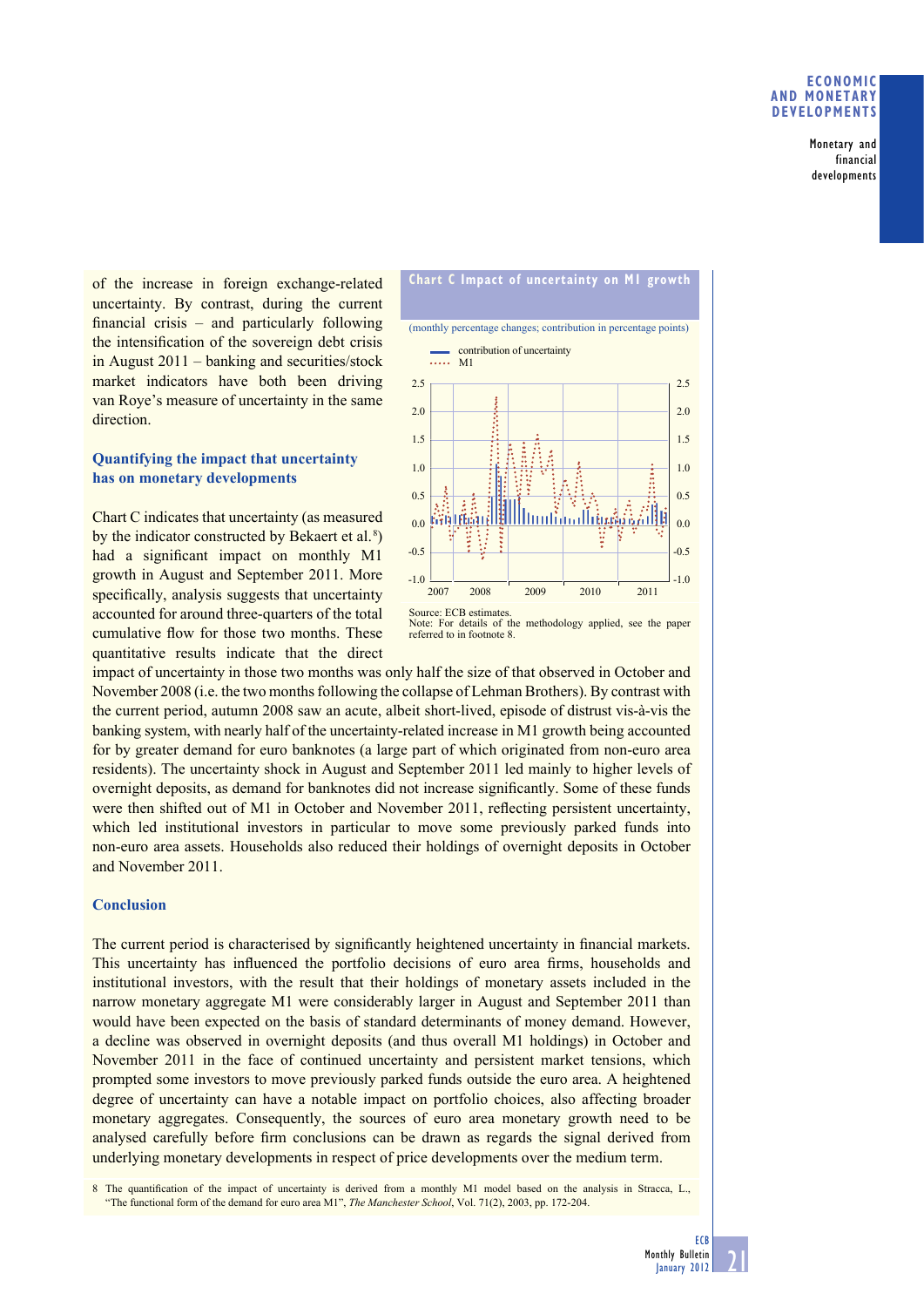of the increase in foreign exchange-related uncertainty. By contrast, during the current financial crisis – and particularly following the intensification of the sovereign debt crisis in August 2011 – banking and securities/stock market indicators have both been driving van Roye's measure of uncertainty in the same direction.

### Quantifying the impact that uncertainty has on monetary developments

Chart C indicates that uncertainty (as measured by the indicator constructed by Bekaert et al.[8]) had a significant impact on monthly M1 growth in August and September 2011. More specifically, analysis suggests that uncertainty accounted for around three-quarters of the total cumulative flow for those two months. These quantitative results indicate that the direct impact of uncertainty in those two months was only half the size of that observed in October and November 2008 (i.e. the two months following the collapse of Lehman Brothers). By contrast with the current period, autumn 2008 saw an acute, albeit short-lived, episode of distrust vis-à-vis the banking system, with nearly half of the uncertainty-related increase in M1 growth being accounted for by greater demand for euro banknotes (a large part of which originated from non-euro area residents). The uncertainty shock in August and September 2011 led mainly to higher levels of overnight deposits, as demand for banknotes did not increase significantly. Some of these funds were then shifted out of M1 in October and November 2011, reflecting persistent uncertainty, which led institutional investors in particular to move some previously parked funds into non-euro area assets. Households also reduced their holdings of overnight deposits in October and November 2011.

**Chart C Impact of uncertainty on M1 growth**

(monthly percentage changes; contribution in percentage points)

contribution of uncertainty
M1

2.5
2.0
1.5
1.0
0.5
0.0
-0.5
-1.0

2007 2008 2009 2010 2011

Source: ECB estimates.
Note: For details of the methodology applied, see the paper referred to in footnote 8.

### Conclusion

The current period is characterised by significantly heightened uncertainty in financial markets. This uncertainty has influenced the portfolio decisions of euro area firms, households and institutional investors, with the result that their holdings of monetary assets included in the narrow monetary aggregate M1 were considerably larger in August and September 2011 than would have been expected on the basis of standard determinants of money demand. However, a decline was observed in overnight deposits (and thus overall M1 holdings) in October and November 2011 in the face of continued uncertainty and persistent market tensions, which prompted some investors to move previously parked funds outside the euro area. A heightened degree of uncertainty can have a notable impact on portfolio choices, also affecting broader monetary aggregates. Consequently, the sources of euro area monetary growth need to be analysed carefully before firm conclusions can be drawn as regards the signal derived from underlying monetary developments in respect of price developments over the medium term.

8 The quantification of the impact of uncertainty is derived from a monthly M1 model based on the analysis in Stracca, L., "The functional form of the demand for euro area M1", *The Manchester School*, Vol. 71(2), 2003, pp. 172-204.